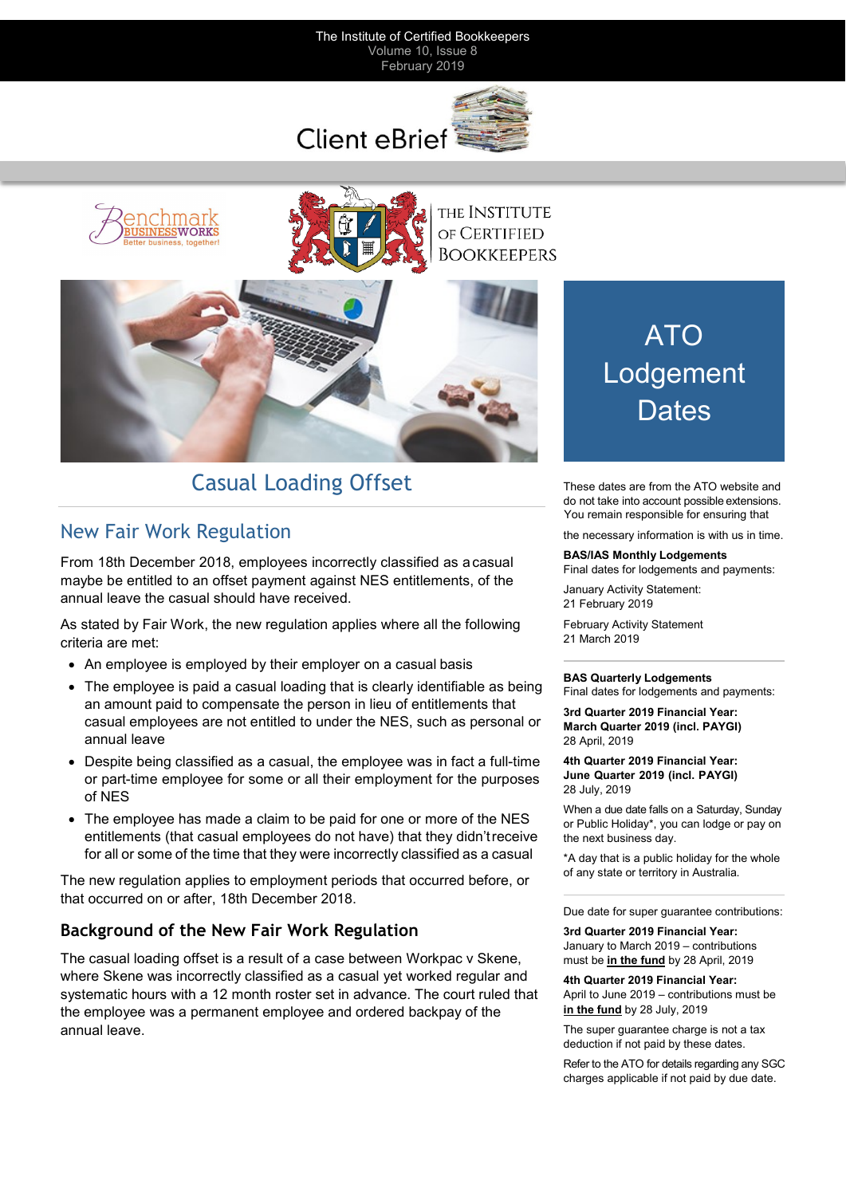The Institute of Certified Bookkeepers
Volume 10, Issue 8
February 2019

# Client eBrief

Benchmark BUSINESSWORKS
Better business, together!

THE INSTITUTE OF CERTIFIED BOOKKEEPERS

## Casual Loading Offset

### New Fair Work Regulation

From 18th December 2018, employees incorrectly classified as a casual maybe be entitled to an offset payment against NES entitlements, of the annual leave the casual should have received.

As stated by Fair Work, the new regulation applies where all the following criteria are met:

- An employee is employed by their employer on a casual basis
- The employee is paid a casual loading that is clearly identifiable as being an amount paid to compensate the person in lieu of entitlements that casual employees are not entitled to under the NES, such as personal or annual leave
- Despite being classified as a casual, the employee was in fact a full-time or part-time employee for some or all their employment for the purposes of NES
- The employee has made a claim to be paid for one or more of the NES entitlements (that casual employees do not have) that they didn't receive for all or some of the time that they were incorrectly classified as a casual

The new regulation applies to employment periods that occurred before, or that occurred on or after, 18th December 2018.

### Background of the New Fair Work Regulation

The casual loading offset is a result of a case between Workpac v Skene, where Skene was incorrectly classified as a casual yet worked regular and systematic hours with a 12 month roster set in advance. The court ruled that the employee was a permanent employee and ordered backpay of the annual leave.

## ATO Lodgement Dates

These dates are from the ATO website and do not take into account possible extensions. You remain responsible for ensuring that the necessary information is with us in time.

**BAS/IAS Monthly Lodgements**
Final dates for lodgements and payments:

January Activity Statement:
21 February 2019

February Activity Statement
21 March 2019

**BAS Quarterly Lodgements**
Final dates for lodgements and payments:

**3rd Quarter 2019 Financial Year:**
**March Quarter 2019 (incl. PAYGI)**
28 April, 2019

**4th Quarter 2019 Financial Year:**
**June Quarter 2019 (incl. PAYGI)**
28 July, 2019

When a due date falls on a Saturday, Sunday or Public Holiday*, you can lodge or pay on the next business day.

*A day that is a public holiday for the whole of any state or territory in Australia.

Due date for super guarantee contributions:

**3rd Quarter 2019 Financial Year:**
January to March 2019 – contributions must be **in the fund** by 28 April, 2019

**4th Quarter 2019 Financial Year:**
April to June 2019 – contributions must be **in the fund** by 28 July, 2019

The super guarantee charge is not a tax deduction if not paid by these dates.

Refer to the ATO for details regarding any SGC charges applicable if not paid by due date.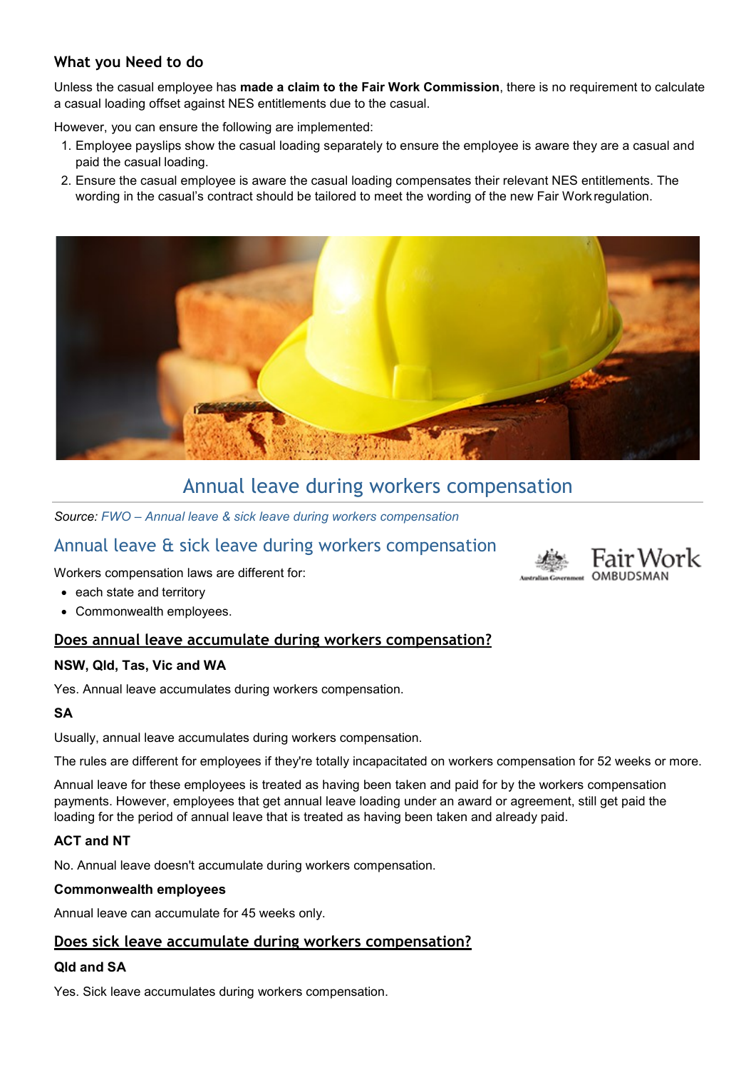### What you Need to do

Unless the casual employee has **made a claim to the Fair Work Commission**, there is no requirement to calculate a casual loading offset against NES entitlements due to the casual.

However, you can ensure the following are implemented:

1. Employee payslips show the casual loading separately to ensure the employee is aware they are a casual and paid the casual loading.
2. Ensure the casual employee is aware the casual loading compensates their relevant NES entitlements. The wording in the casual's contract should be tailored to meet the wording of the new Fair Work regulation.

## Annual leave during workers compensation

*Source: FWO – Annual leave & sick leave during workers compensation*

## Annual leave & sick leave during workers compensation

Workers compensation laws are different for:

- each state and territory
- Commonwealth employees.

### Does annual leave accumulate during workers compensation?

**NSW, Qld, Tas, Vic and WA**

Yes. Annual leave accumulates during workers compensation.

**SA**

Usually, annual leave accumulates during workers compensation.

The rules are different for employees if they're totally incapacitated on workers compensation for 52 weeks or more.

Annual leave for these employees is treated as having been taken and paid for by the workers compensation payments. However, employees that get annual leave loading under an award or agreement, still get paid the loading for the period of annual leave that is treated as having been taken and already paid.

**ACT and NT**

No. Annual leave doesn't accumulate during workers compensation.

**Commonwealth employees**

Annual leave can accumulate for 45 weeks only.

### Does sick leave accumulate during workers compensation?

**Qld and SA**

Yes. Sick leave accumulates during workers compensation.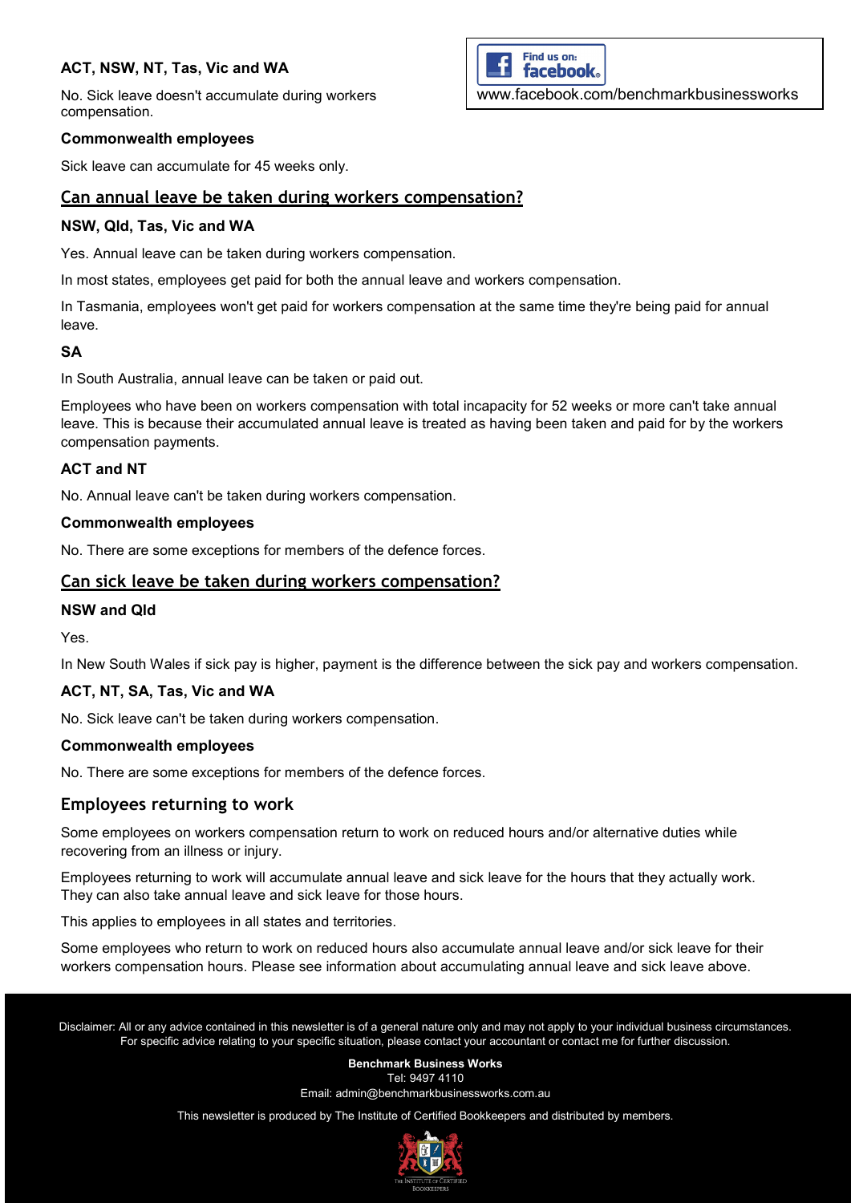**ACT, NSW, NT, Tas, Vic and WA**

No. Sick leave doesn't accumulate during workers compensation.

Find us on: facebook
www.facebook.com/benchmarkbusinessworks

**Commonwealth employees**

Sick leave can accumulate for 45 weeks only.

## Can annual leave be taken during workers compensation?

**NSW, Qld, Tas, Vic and WA**

Yes. Annual leave can be taken during workers compensation.

In most states, employees get paid for both the annual leave and workers compensation.

In Tasmania, employees won't get paid for workers compensation at the same time they're being paid for annual leave.

**SA**

In South Australia, annual leave can be taken or paid out.

Employees who have been on workers compensation with total incapacity for 52 weeks or more can't take annual leave. This is because their accumulated annual leave is treated as having been taken and paid for by the workers compensation payments.

**ACT and NT**

No. Annual leave can't be taken during workers compensation.

**Commonwealth employees**

No. There are some exceptions for members of the defence forces.

## Can sick leave be taken during workers compensation?

**NSW and Qld**

Yes.

In New South Wales if sick pay is higher, payment is the difference between the sick pay and workers compensation.

**ACT, NT, SA, Tas, Vic and WA**

No. Sick leave can't be taken during workers compensation.

**Commonwealth employees**

No. There are some exceptions for members of the defence forces.

## Employees returning to work

Some employees on workers compensation return to work on reduced hours and/or alternative duties while recovering from an illness or injury.

Employees returning to work will accumulate annual leave and sick leave for the hours that they actually work. They can also take annual leave and sick leave for those hours.

This applies to employees in all states and territories.

Some employees who return to work on reduced hours also accumulate annual leave and/or sick leave for their workers compensation hours. Please see information about accumulating annual leave and sick leave above.

Disclaimer: All or any advice contained in this newsletter is of a general nature only and may not apply to your individual business circumstances. For specific advice relating to your specific situation, please contact your accountant or contact me for further discussion.

**Benchmark Business Works**
Tel: 9497 4110
Email: admin@benchmarkbusinessworks.com.au

This newsletter is produced by The Institute of Certified Bookkeepers and distributed by members.

The Institute of Certified Bookkeepers